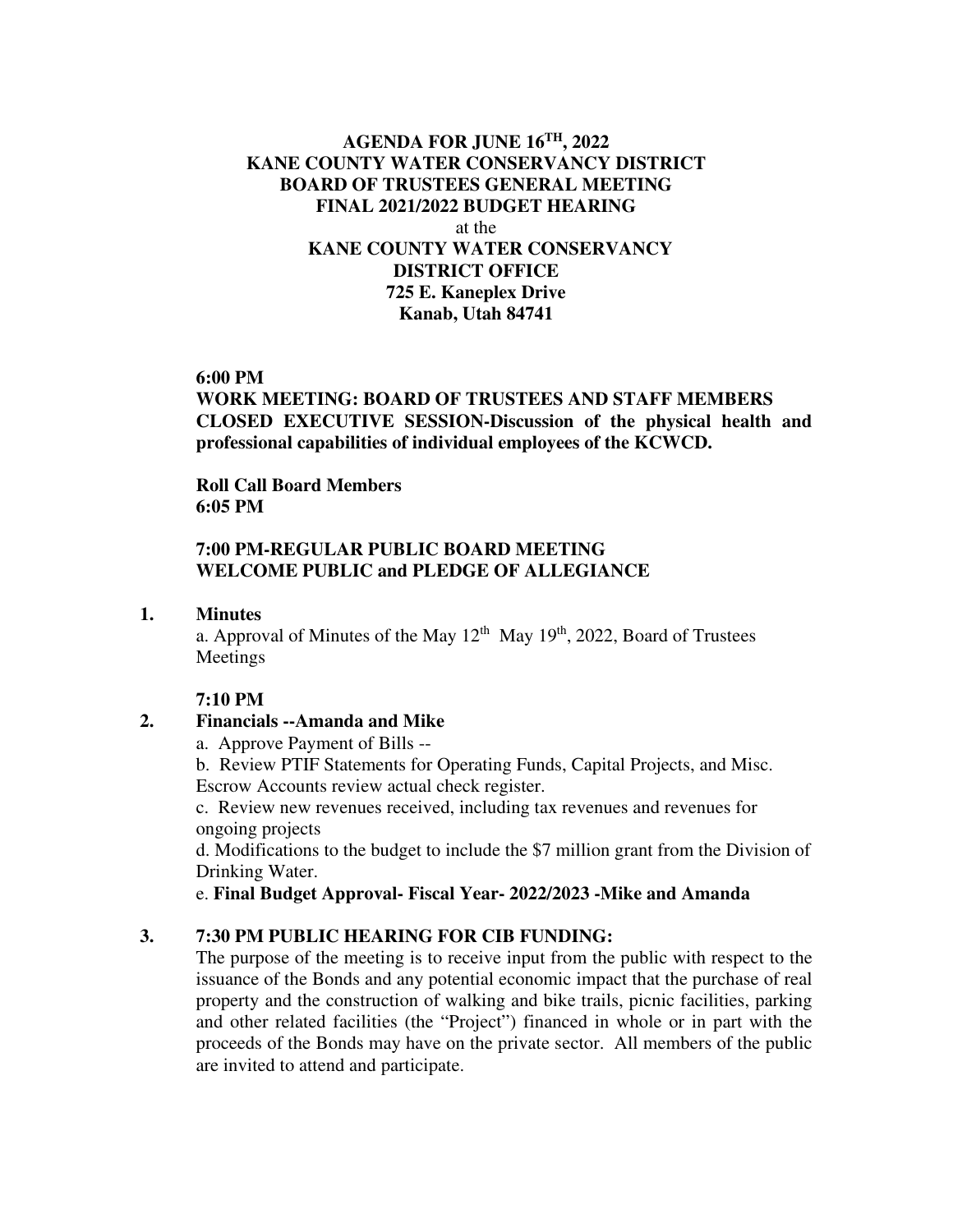**AGENDA FOR JUNE 16TH, 2022**
**KANE COUNTY WATER CONSERVANCY DISTRICT**
**BOARD OF TRUSTEES GENERAL MEETING**
**FINAL 2021/2022 BUDGET HEARING**
at the
**KANE COUNTY WATER CONSERVANCY DISTRICT OFFICE**
**725 E. Kaneplex Drive**
**Kanab, Utah 84741**

**6:00 PM**
**WORK MEETING: BOARD OF TRUSTEES AND STAFF MEMBERS**
**CLOSED EXECUTIVE SESSION-Discussion of the physical health and professional capabilities of individual employees of the KCWCD.**

**Roll Call Board Members**
**6:05 PM**

**7:00 PM-REGULAR PUBLIC BOARD MEETING**
**WELCOME PUBLIC and PLEDGE OF ALLEGIANCE**

**1. Minutes**

a. Approval of Minutes of the May 12th May 19th, 2022, Board of Trustees Meetings

**7:10 PM**

**2. Financials --Amanda and Mike**

a. Approve Payment of Bills --

b. Review PTIF Statements for Operating Funds, Capital Projects, and Misc. Escrow Accounts review actual check register.

c. Review new revenues received, including tax revenues and revenues for ongoing projects

d. Modifications to the budget to include the $7 million grant from the Division of Drinking Water.

e. **Final Budget Approval- Fiscal Year- 2022/2023 -Mike and Amanda**

**3. 7:30 PM PUBLIC HEARING FOR CIB FUNDING:**

The purpose of the meeting is to receive input from the public with respect to the issuance of the Bonds and any potential economic impact that the purchase of real property and the construction of walking and bike trails, picnic facilities, parking and other related facilities (the "Project") financed in whole or in part with the proceeds of the Bonds may have on the private sector. All members of the public are invited to attend and participate.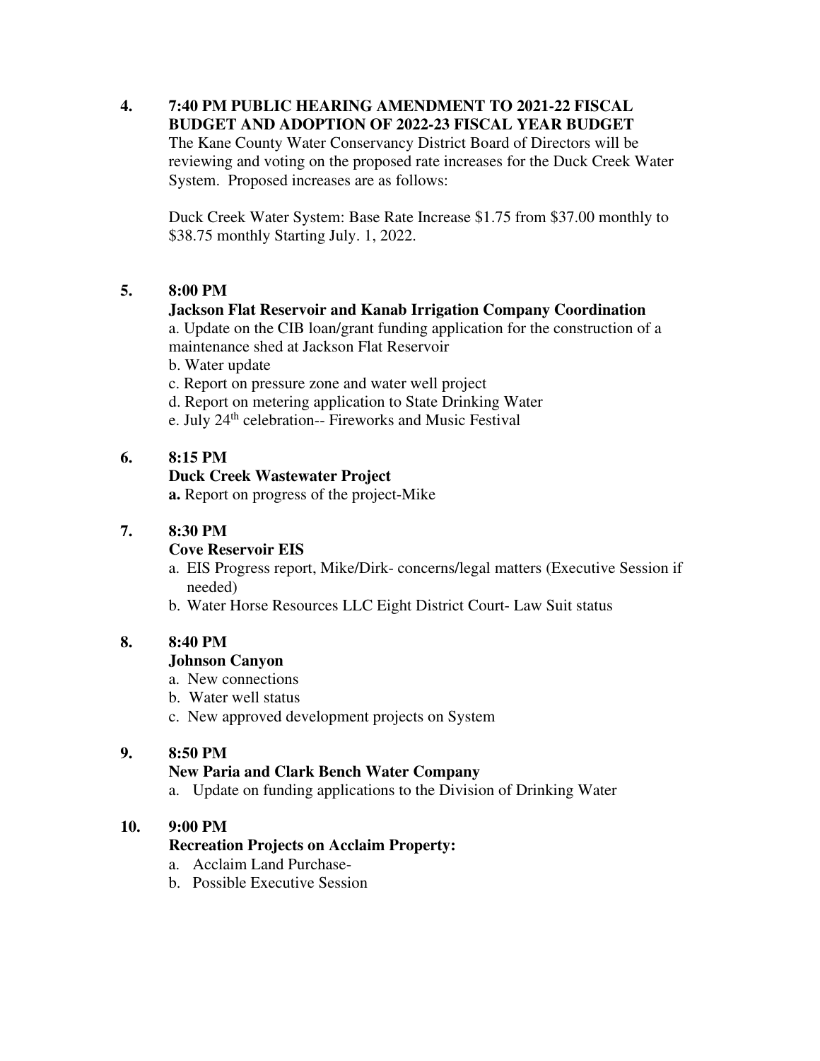**4. 7:40 PM PUBLIC HEARING AMENDMENT TO 2021-22 FISCAL BUDGET AND ADOPTION OF 2022-23 FISCAL YEAR BUDGET**

The Kane County Water Conservancy District Board of Directors will be reviewing and voting on the proposed rate increases for the Duck Creek Water System. Proposed increases are as follows:

Duck Creek Water System: Base Rate Increase $1.75 from $37.00 monthly to $38.75 monthly Starting July. 1, 2022.

**5. 8:00 PM**

**Jackson Flat Reservoir and Kanab Irrigation Company Coordination**

a. Update on the CIB loan/grant funding application for the construction of a maintenance shed at Jackson Flat Reservoir
b. Water update
c. Report on pressure zone and water well project
d. Report on metering application to State Drinking Water
e. July 24th celebration-- Fireworks and Music Festival

**6. 8:15 PM**

**Duck Creek Wastewater Project**

**a.** Report on progress of the project-Mike

**7. 8:30 PM**

**Cove Reservoir EIS**

a. EIS Progress report, Mike/Dirk- concerns/legal matters (Executive Session if needed)
b. Water Horse Resources LLC Eight District Court- Law Suit status

**8. 8:40 PM**

**Johnson Canyon**

a. New connections
b. Water well status
c. New approved development projects on System

**9. 8:50 PM**

**New Paria and Clark Bench Water Company**

a. Update on funding applications to the Division of Drinking Water

**10. 9:00 PM**

**Recreation Projects on Acclaim Property:**

a. Acclaim Land Purchase-
b. Possible Executive Session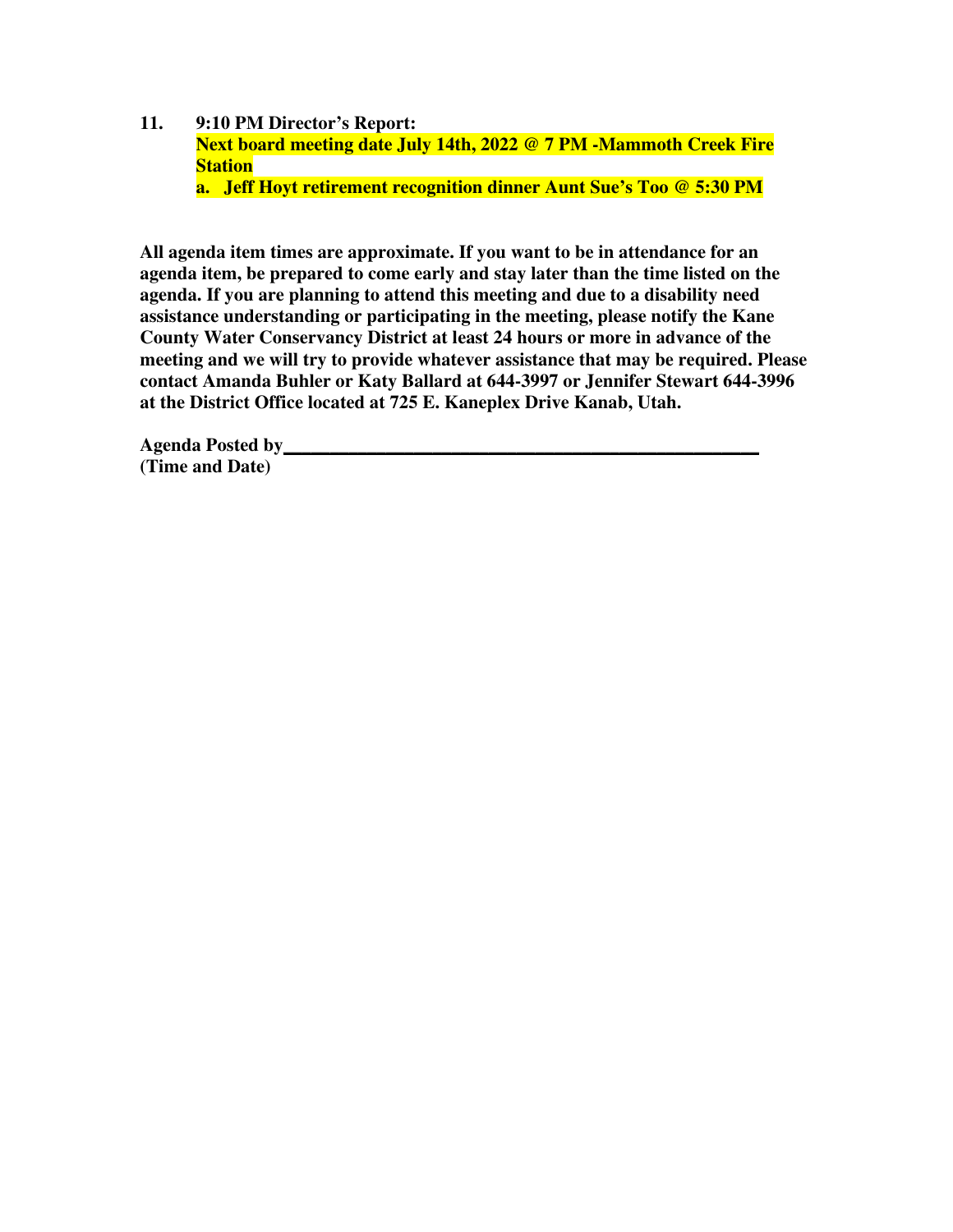**11. 9:10 PM Director's Report:**

**Next board meeting date July 14th, 2022 @ 7 PM -Mammoth Creek Fire Station**

**a. Jeff Hoyt retirement recognition dinner Aunt Sue's Too @ 5:30 PM**

**All agenda item times are approximate. If you want to be in attendance for an agenda item, be prepared to come early and stay later than the time listed on the agenda. If you are planning to attend this meeting and due to a disability need assistance understanding or participating in the meeting, please notify the Kane County Water Conservancy District at least 24 hours or more in advance of the meeting and we will try to provide whatever assistance that may be required. Please contact Amanda Buhler or Katy Ballard at 644-3997 or Jennifer Stewart 644-3996 at the District Office located at 725 E. Kaneplex Drive Kanab, Utah.**

**Agenda Posted by\_\_\_\_\_\_\_\_\_\_\_\_\_\_\_\_\_\_\_\_\_\_\_\_\_\_\_\_\_\_\_\_\_\_\_\_\_\_\_\_\_\_\_\_\_\_\_\_**
**(Time and Date)**